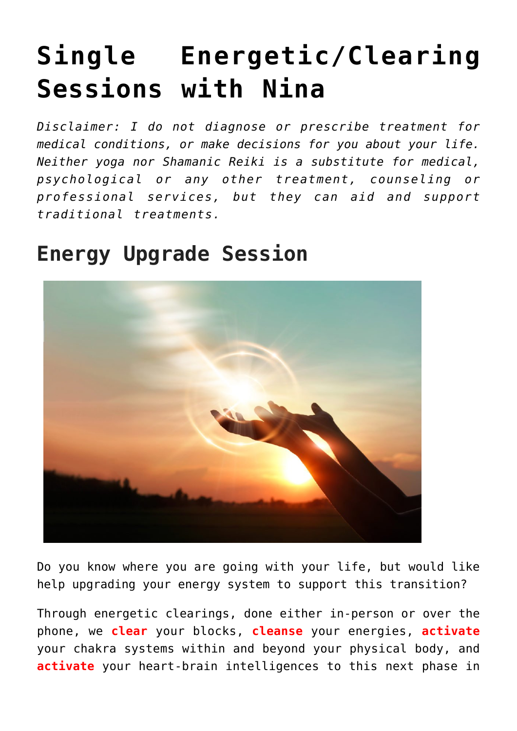# Single Energetic/Clearing Sessions with Nina

*Disclaimer: I do not diagnose or prescribe treatment for medical conditions, or make decisions for you about your life. Neither yoga nor Shamanic Reiki is a substitute for medical, psychological or any other treatment, counseling or professional services, but they can aid and support traditional treatments.*

## Energy Upgrade Session

Do you know where you are going with your life, but would like help upgrading your energy system to support this transition?

Through energetic clearings, done either in-person or over the phone, we **clear** your blocks, **cleanse** your energies, **activate** your chakra systems within and beyond your physical body, and **activate** your heart-brain intelligences to this next phase in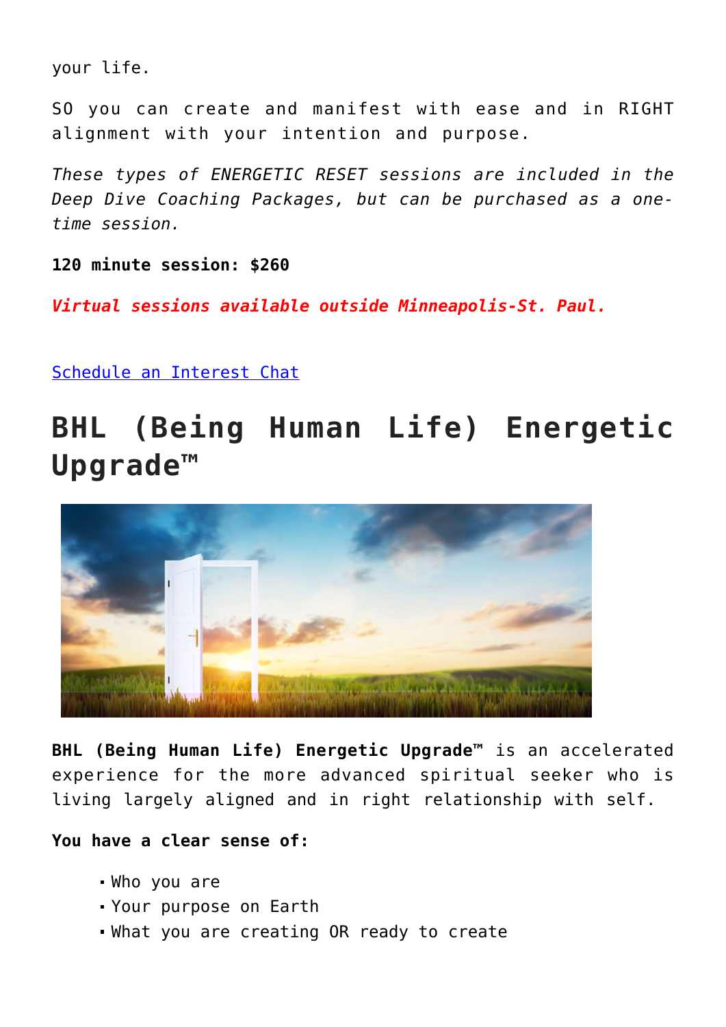your life.

SO you can create and manifest with ease and in RIGHT alignment with your intention and purpose.

*These types of ENERGETIC RESET sessions are included in the Deep Dive Coaching Packages, but can be purchased as a one-time session.*

**120 minute session: $260**

***Virtual sessions available outside Minneapolis-St. Paul.***

[Schedule an Interest Chat]()

# BHL (Being Human Life) Energetic Upgrade™

**BHL (Being Human Life) Energetic Upgrade™** is an accelerated experience for the more advanced spiritual seeker who is living largely aligned and in right relationship with self.

**You have a clear sense of:**

- Who you are
- Your purpose on Earth
- What you are creating OR ready to create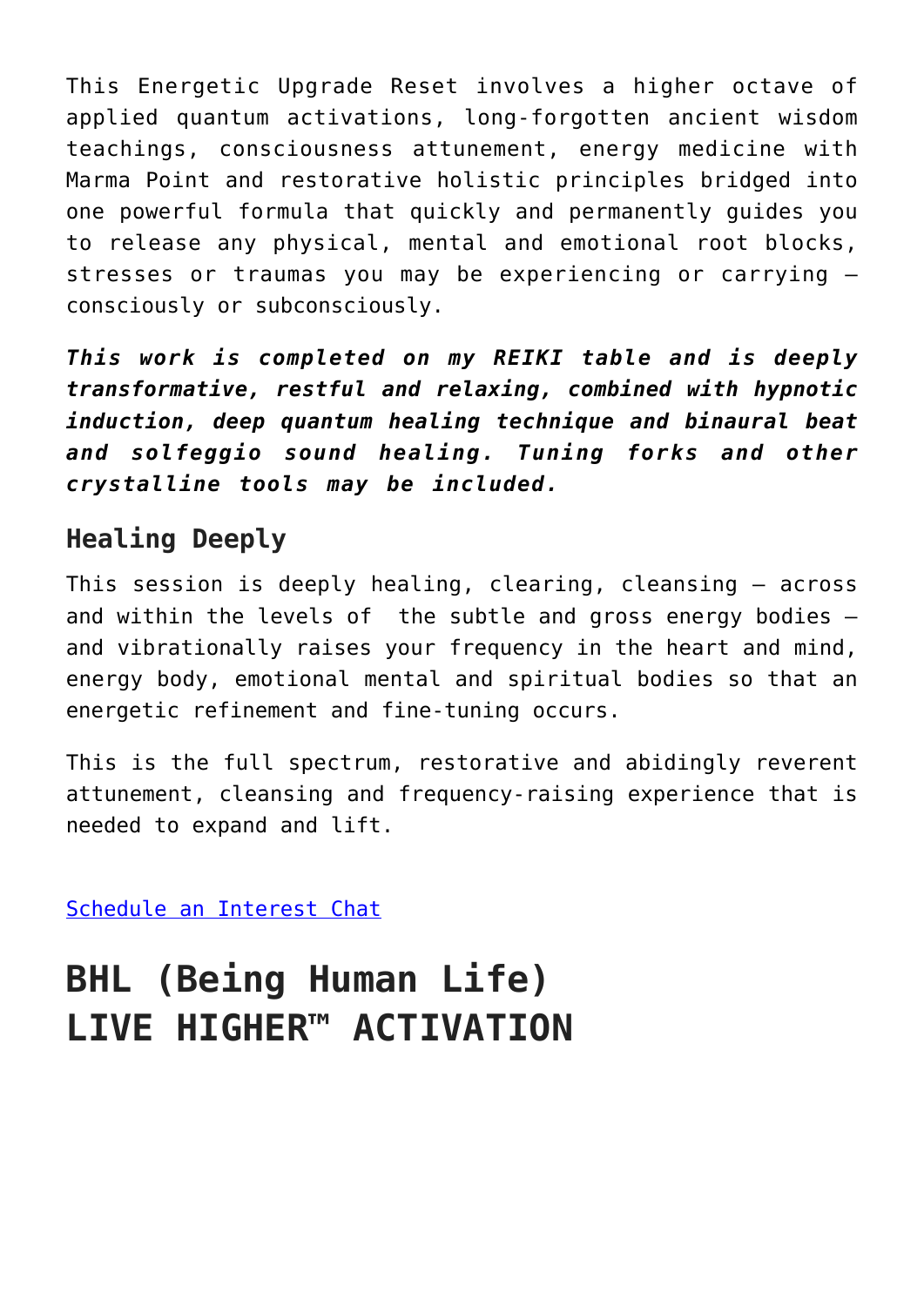This Energetic Upgrade Reset involves a higher octave of applied quantum activations, long-forgotten ancient wisdom teachings, consciousness attunement, energy medicine with Marma Point and restorative holistic principles bridged into one powerful formula that quickly and permanently guides you to release any physical, mental and emotional root blocks, stresses or traumas you may be experiencing or carrying – consciously or subconsciously.

***This work is completed on my REIKI table and is deeply transformative, restful and relaxing, combined with hypnotic induction, deep quantum healing technique and binaural beat and solfeggio sound healing. Tuning forks and other crystalline tools may be included.***

### Healing Deeply

This session is deeply healing, clearing, cleansing – across and within the levels of  the subtle and gross energy bodies – and vibrationally raises your frequency in the heart and mind, energy body, emotional mental and spiritual bodies so that an energetic refinement and fine-tuning occurs.

This is the full spectrum, restorative and abidingly reverent attunement, cleansing and frequency-raising experience that is needed to expand and lift.

Schedule an Interest Chat

## BHL (Being Human Life) LIVE HIGHER™ ACTIVATION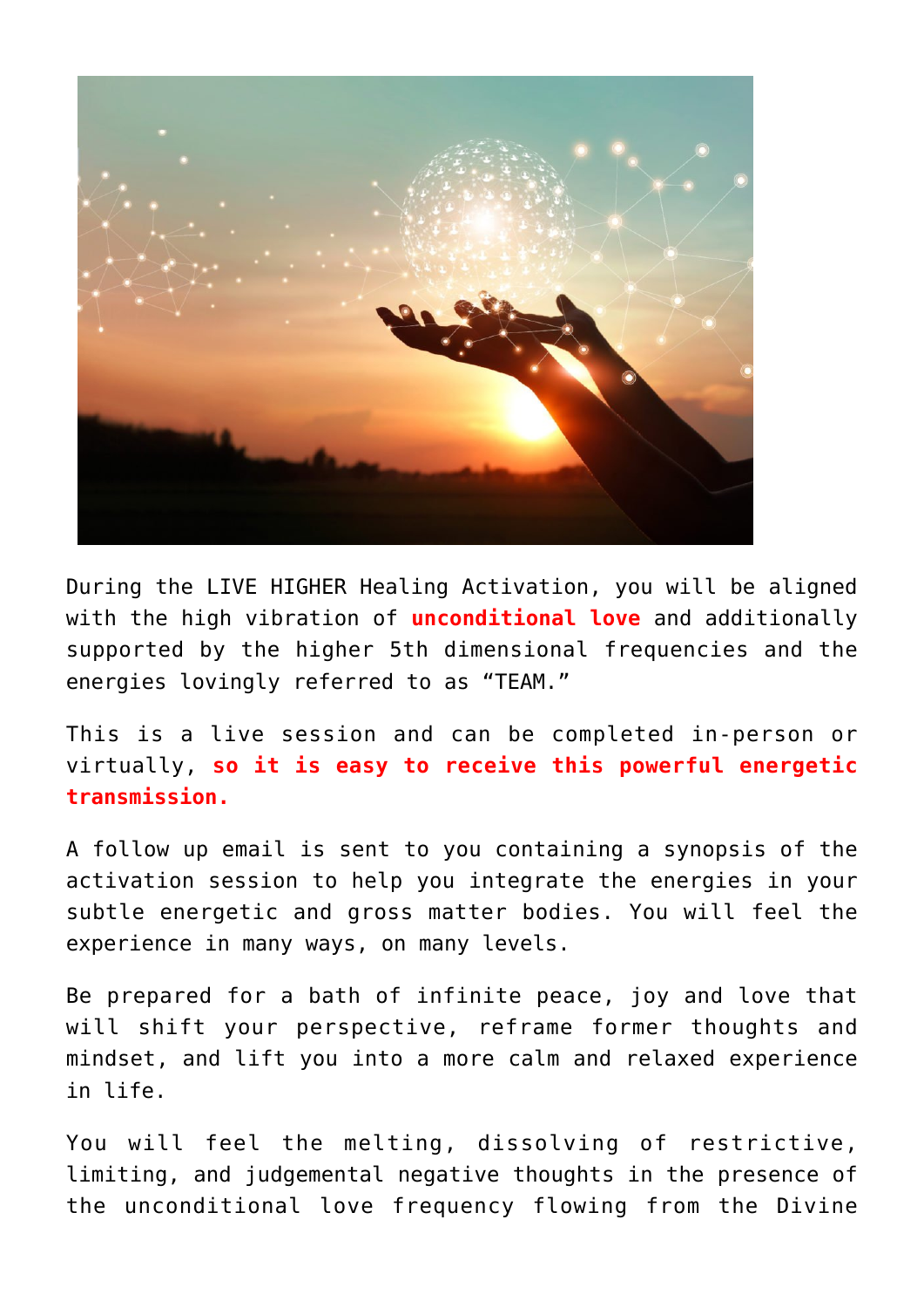During the LIVE HIGHER Healing Activation, you will be aligned with the high vibration of **unconditional love** and additionally supported by the higher 5th dimensional frequencies and the energies lovingly referred to as "TEAM."

This is a live session and can be completed in-person or virtually, **so it is easy to receive this powerful energetic transmission.**

A follow up email is sent to you containing a synopsis of the activation session to help you integrate the energies in your subtle energetic and gross matter bodies. You will feel the experience in many ways, on many levels.

Be prepared for a bath of infinite peace, joy and love that will shift your perspective, reframe former thoughts and mindset, and lift you into a more calm and relaxed experience in life.

You will feel the melting, dissolving of restrictive, limiting, and judgemental negative thoughts in the presence of the unconditional love frequency flowing from the Divine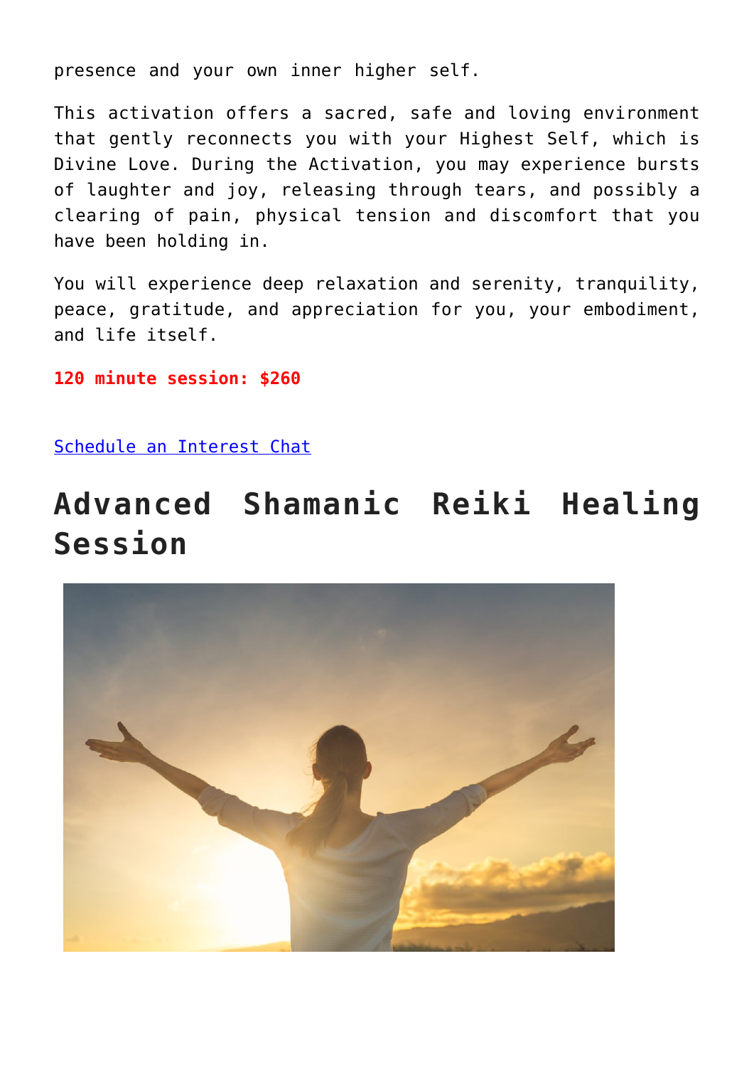presence and your own inner higher self.

This activation offers a sacred, safe and loving environment that gently reconnects you with your Highest Self, which is Divine Love. During the Activation, you may experience bursts of laughter and joy, releasing through tears, and possibly a clearing of pain, physical tension and discomfort that you have been holding in.

You will experience deep relaxation and serenity, tranquility, peace, gratitude, and appreciation for you, your embodiment, and life itself.

**120 minute session: $260**

Schedule an Interest Chat

## Advanced Shamanic Reiki Healing Session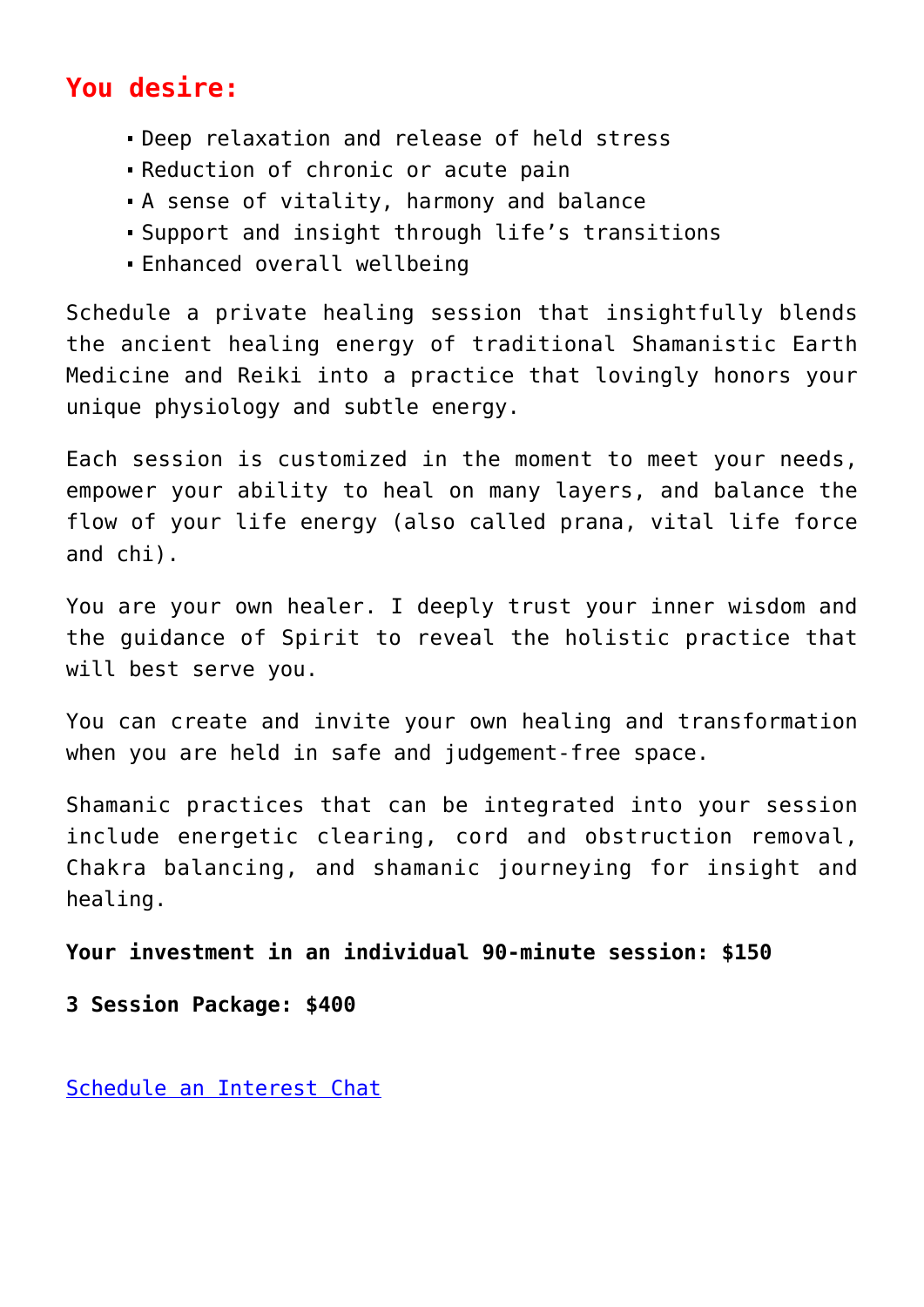## You desire:

- Deep relaxation and release of held stress
- Reduction of chronic or acute pain
- A sense of vitality, harmony and balance
- Support and insight through life's transitions
- Enhanced overall wellbeing

Schedule a private healing session that insightfully blends the ancient healing energy of traditional Shamanistic Earth Medicine and Reiki into a practice that lovingly honors your unique physiology and subtle energy.

Each session is customized in the moment to meet your needs, empower your ability to heal on many layers, and balance the flow of your life energy (also called prana, vital life force and chi).

You are your own healer. I deeply trust your inner wisdom and the guidance of Spirit to reveal the holistic practice that will best serve you.

You can create and invite your own healing and transformation when you are held in safe and judgement-free space.

Shamanic practices that can be integrated into your session include energetic clearing, cord and obstruction removal, Chakra balancing, and shamanic journeying for insight and healing.

**Your investment in an individual 90-minute session: $150**

**3 Session Package: $400**

[Schedule an Interest Chat]